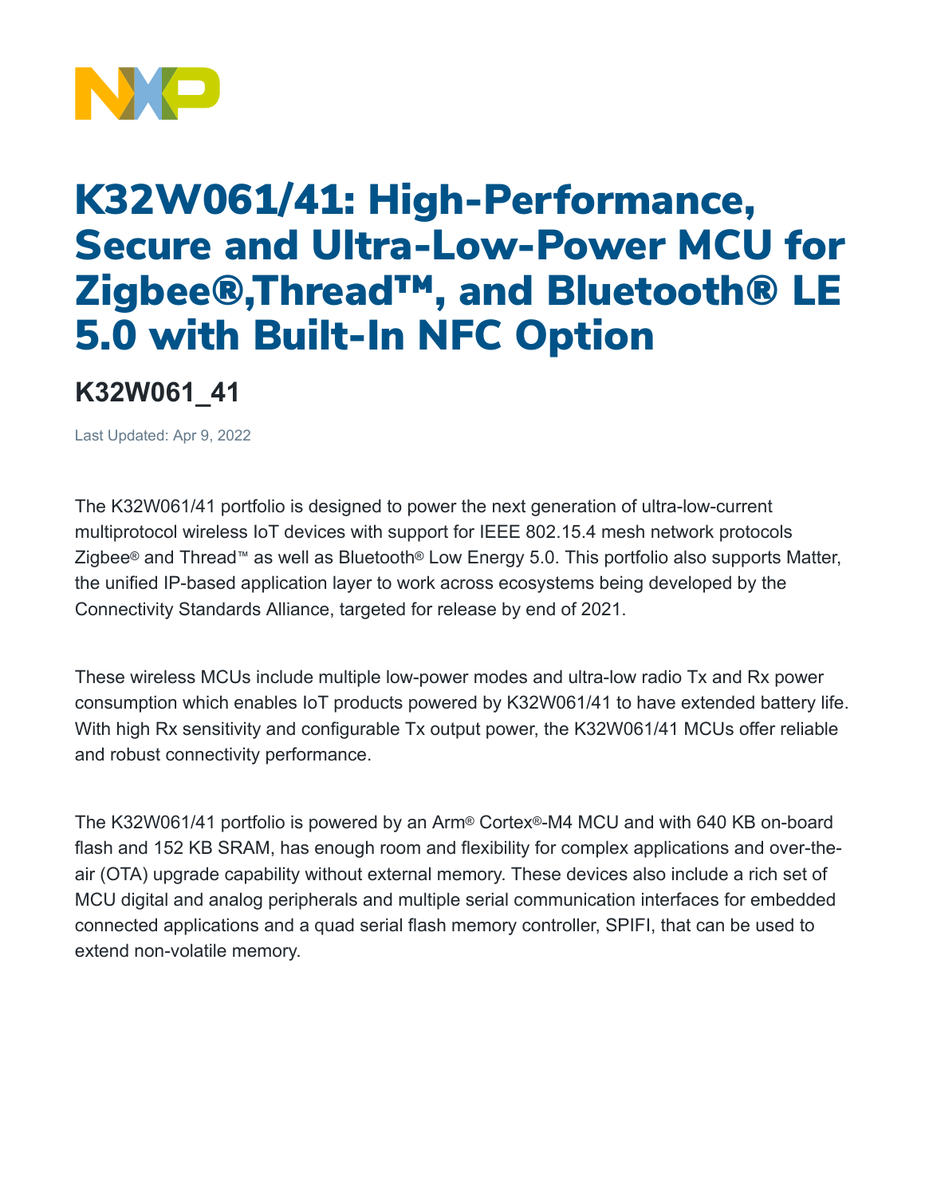# K32W061/41: High-Performance, Secure and Ultra-Low-Power MCU for Zigbee®,Thread™, and Bluetooth® LE 5.0 with Built-In NFC Option

## K32W061_41

Last Updated: Apr 9, 2022

The K32W061/41 portfolio is designed to power the next generation of ultra-low-current multiprotocol wireless IoT devices with support for IEEE 802.15.4 mesh network protocols Zigbee® and Thread™ as well as Bluetooth® Low Energy 5.0. This portfolio also supports Matter, the unified IP-based application layer to work across ecosystems being developed by the Connectivity Standards Alliance, targeted for release by end of 2021.

These wireless MCUs include multiple low-power modes and ultra-low radio Tx and Rx power consumption which enables IoT products powered by K32W061/41 to have extended battery life. With high Rx sensitivity and configurable Tx output power, the K32W061/41 MCUs offer reliable and robust connectivity performance.

The K32W061/41 portfolio is powered by an Arm® Cortex®-M4 MCU and with 640 KB on-board flash and 152 KB SRAM, has enough room and flexibility for complex applications and over-the-air (OTA) upgrade capability without external memory. These devices also include a rich set of MCU digital and analog peripherals and multiple serial communication interfaces for embedded connected applications and a quad serial flash memory controller, SPIFI, that can be used to extend non-volatile memory.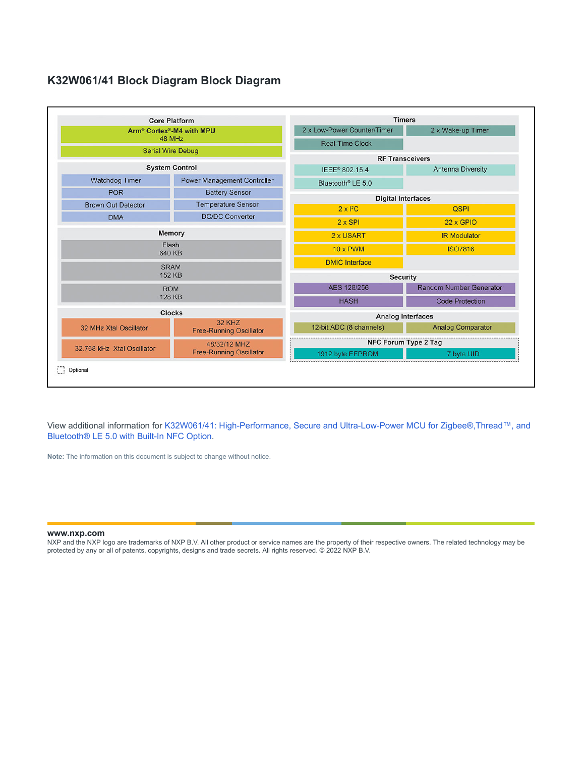## K32W061/41 Block Diagram Block Diagram

Core Platform

Arm® Cortex®-M4 with MPU
48 MHz

Serial Wire Debug

System Control

Watchdog Timer

Power Management Controller

POR

Battery Sensor

Brown Out Detector

Temperature Sensor

DMA

DC/DC Converter

Memory

Flash
640 KB

SRAM
152 KB

ROM
128 KB

Clocks

32 MHz Xtal Oscillator

32 KHZ
Free-Running Oscillator

32.768 kHz Xtal Oscillator

48/32/12 MHZ
Free-Running Oscillator

Optional

Timers

2 x Low-Power Counter/Timer

2 x Wake-up Timer

Real-Time Clock

RF Transceivers

IEEE® 802.15.4

Antenna Diversity

Bluetooth® LE 5.0

Digital Interfaces

2 x I²C

QSPI

2 x SPI

22 x GPIO

2 x USART

IR Modulator

10 x PWM

ISO7816

DMIC Interface

Security

AES 128/256

Random Number Generator

HASH

Code Protection

Analog Interfaces

12-bit ADC (8 channels)

Analog Comparator

NFC Forum Type 2 Tag

1912 byte EEPROM

7 byte UID

View additional information for K32W061/41: High-Performance, Secure and Ultra-Low-Power MCU for Zigbee®,Thread™, and Bluetooth® LE 5.0 with Built-In NFC Option.

**Note:** The information on this document is subject to change without notice.

**www.nxp.com**
NXP and the NXP logo are trademarks of NXP B.V. All other product or service names are the property of their respective owners. The related technology may be protected by any or all of patents, copyrights, designs and trade secrets. All rights reserved. © 2022 NXP B.V.